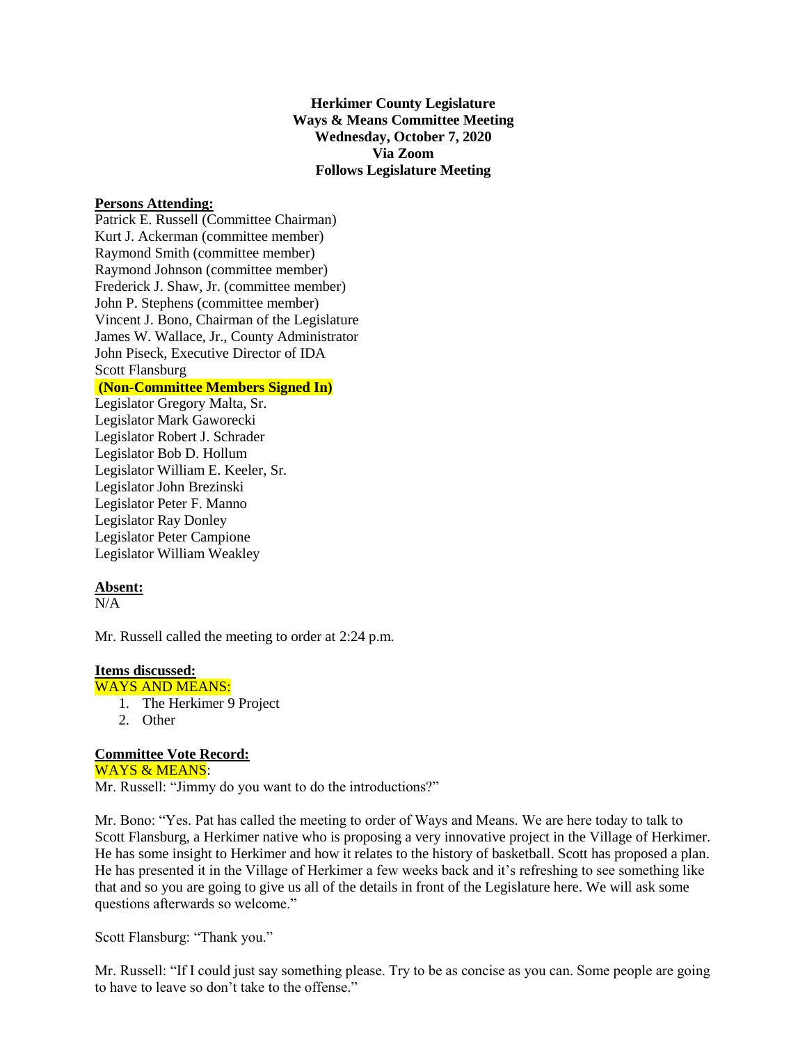**Herkimer County Legislature**
**Ways & Means Committee Meeting**
**Wednesday, October 7, 2020**
**Via Zoom**
**Follows Legislature Meeting**

**Persons Attending:**

Patrick E. Russell (Committee Chairman)
Kurt J. Ackerman (committee member)
Raymond Smith (committee member)
Raymond Johnson (committee member)
Frederick J. Shaw, Jr. (committee member)
John P. Stephens (committee member)
Vincent J. Bono, Chairman of the Legislature
James W. Wallace, Jr., County Administrator
John Piseck, Executive Director of IDA
Scott Flansburg

**(Non-Committee Members Signed In)**

Legislator Gregory Malta, Sr.
Legislator Mark Gaworecki
Legislator Robert J. Schrader
Legislator Bob D. Hollum
Legislator William E. Keeler, Sr.
Legislator John Brezinski
Legislator Peter F. Manno
Legislator Ray Donley
Legislator Peter Campione
Legislator William Weakley

**Absent:**

N/A

Mr. Russell called the meeting to order at 2:24 p.m.

**Items discussed:**

WAYS AND MEANS:

1. The Herkimer 9 Project
2. Other

**Committee Vote Record:**

WAYS & MEANS:

Mr. Russell: "Jimmy do you want to do the introductions?"

Mr. Bono: "Yes. Pat has called the meeting to order of Ways and Means. We are here today to talk to Scott Flansburg, a Herkimer native who is proposing a very innovative project in the Village of Herkimer. He has some insight to Herkimer and how it relates to the history of basketball. Scott has proposed a plan. He has presented it in the Village of Herkimer a few weeks back and it's refreshing to see something like that and so you are going to give us all of the details in front of the Legislature here. We will ask some questions afterwards so welcome."

Scott Flansburg: "Thank you."

Mr. Russell: "If I could just say something please. Try to be as concise as you can. Some people are going to have to leave so don't take to the offense."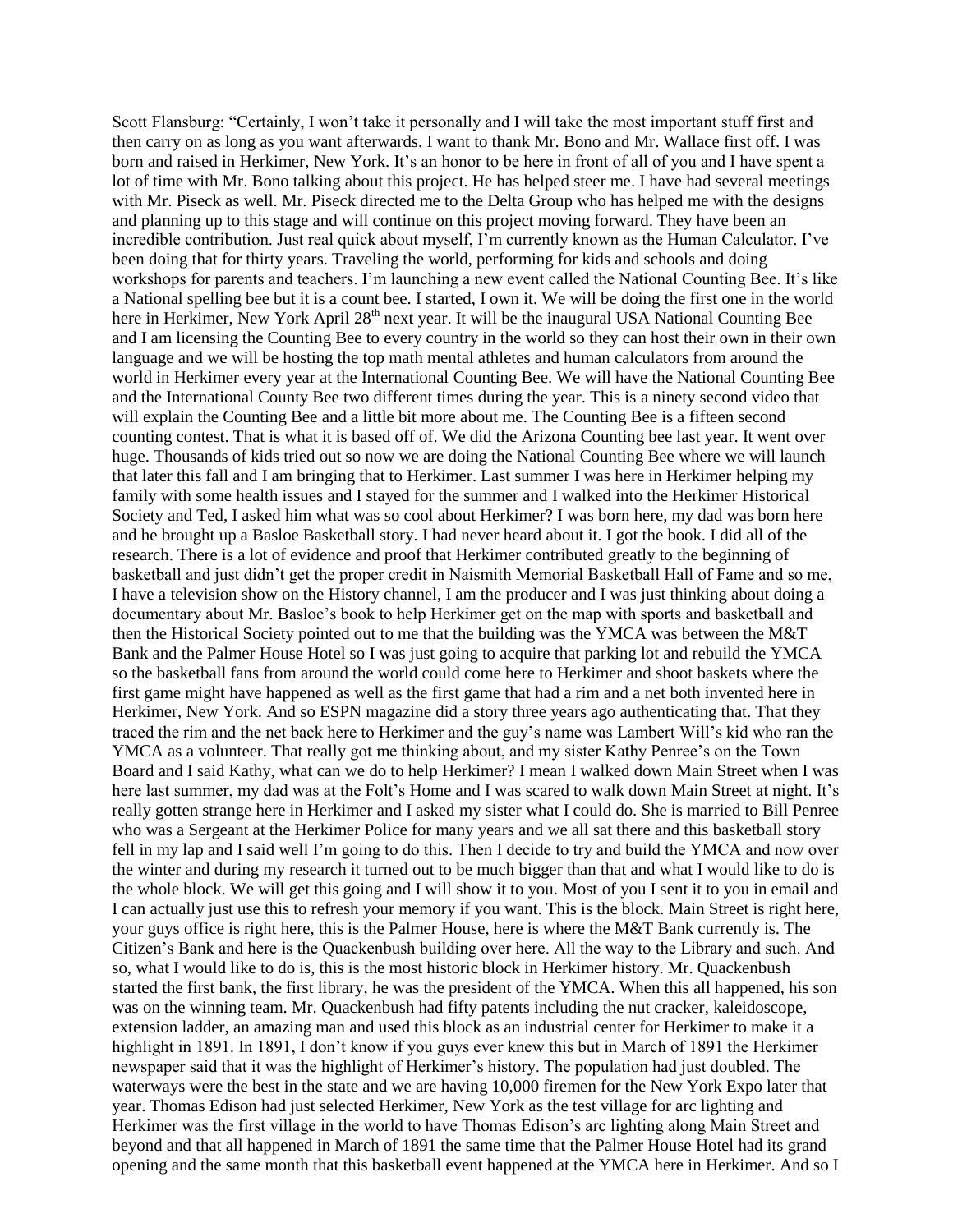Scott Flansburg: "Certainly, I won't take it personally and I will take the most important stuff first and then carry on as long as you want afterwards. I want to thank Mr. Bono and Mr. Wallace first off. I was born and raised in Herkimer, New York. It's an honor to be here in front of all of you and I have spent a lot of time with Mr. Bono talking about this project. He has helped steer me. I have had several meetings with Mr. Piseck as well. Mr. Piseck directed me to the Delta Group who has helped me with the designs and planning up to this stage and will continue on this project moving forward. They have been an incredible contribution. Just real quick about myself, I'm currently known as the Human Calculator. I've been doing that for thirty years. Traveling the world, performing for kids and schools and doing workshops for parents and teachers. I'm launching a new event called the National Counting Bee. It's like a National spelling bee but it is a count bee. I started, I own it. We will be doing the first one in the world here in Herkimer, New York April 28th next year. It will be the inaugural USA National Counting Bee and I am licensing the Counting Bee to every country in the world so they can host their own in their own language and we will be hosting the top math mental athletes and human calculators from around the world in Herkimer every year at the International Counting Bee. We will have the National Counting Bee and the International County Bee two different times during the year. This is a ninety second video that will explain the Counting Bee and a little bit more about me. The Counting Bee is a fifteen second counting contest. That is what it is based off of. We did the Arizona Counting bee last year. It went over huge. Thousands of kids tried out so now we are doing the National Counting Bee where we will launch that later this fall and I am bringing that to Herkimer. Last summer I was here in Herkimer helping my family with some health issues and I stayed for the summer and I walked into the Herkimer Historical Society and Ted, I asked him what was so cool about Herkimer? I was born here, my dad was born here and he brought up a Basloe Basketball story. I had never heard about it. I got the book. I did all of the research. There is a lot of evidence and proof that Herkimer contributed greatly to the beginning of basketball and just didn't get the proper credit in Naismith Memorial Basketball Hall of Fame and so me, I have a television show on the History channel, I am the producer and I was just thinking about doing a documentary about Mr. Basloe's book to help Herkimer get on the map with sports and basketball and then the Historical Society pointed out to me that the building was the YMCA was between the M&T Bank and the Palmer House Hotel so I was just going to acquire that parking lot and rebuild the YMCA so the basketball fans from around the world could come here to Herkimer and shoot baskets where the first game might have happened as well as the first game that had a rim and a net both invented here in Herkimer, New York. And so ESPN magazine did a story three years ago authenticating that. That they traced the rim and the net back here to Herkimer and the guy's name was Lambert Will's kid who ran the YMCA as a volunteer. That really got me thinking about, and my sister Kathy Penree's on the Town Board and I said Kathy, what can we do to help Herkimer? I mean I walked down Main Street when I was here last summer, my dad was at the Folt's Home and I was scared to walk down Main Street at night. It's really gotten strange here in Herkimer and I asked my sister what I could do. She is married to Bill Penree who was a Sergeant at the Herkimer Police for many years and we all sat there and this basketball story fell in my lap and I said well I'm going to do this. Then I decide to try and build the YMCA and now over the winter and during my research it turned out to be much bigger than that and what I would like to do is the whole block. We will get this going and I will show it to you. Most of you I sent it to you in email and I can actually just use this to refresh your memory if you want. This is the block. Main Street is right here, your guys office is right here, this is the Palmer House, here is where the M&T Bank currently is. The Citizen's Bank and here is the Quackenbush building over here. All the way to the Library and such. And so, what I would like to do is, this is the most historic block in Herkimer history. Mr. Quackenbush started the first bank, the first library, he was the president of the YMCA. When this all happened, his son was on the winning team. Mr. Quackenbush had fifty patents including the nut cracker, kaleidoscope, extension ladder, an amazing man and used this block as an industrial center for Herkimer to make it a highlight in 1891. In 1891, I don't know if you guys ever knew this but in March of 1891 the Herkimer newspaper said that it was the highlight of Herkimer's history. The population had just doubled. The waterways were the best in the state and we are having 10,000 firemen for the New York Expo later that year. Thomas Edison had just selected Herkimer, New York as the test village for arc lighting and Herkimer was the first village in the world to have Thomas Edison's arc lighting along Main Street and beyond and that all happened in March of 1891 the same time that the Palmer House Hotel had its grand opening and the same month that this basketball event happened at the YMCA here in Herkimer. And so I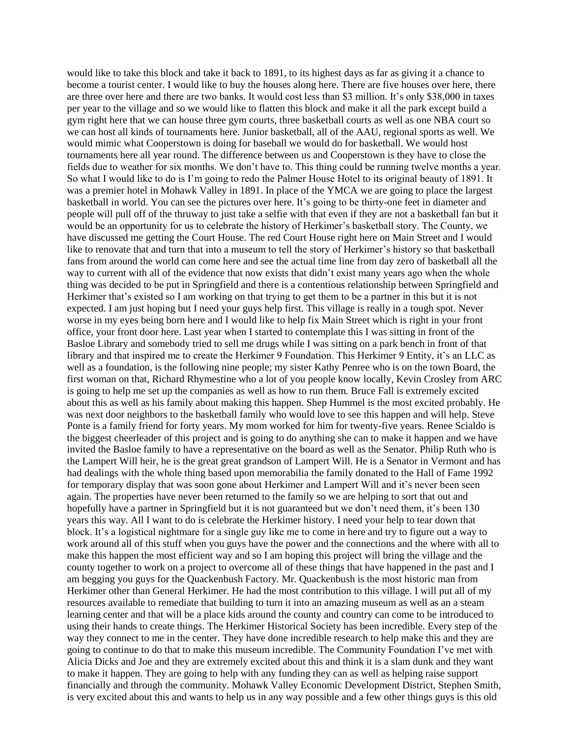would like to take this block and take it back to 1891, to its highest days as far as giving it a chance to become a tourist center. I would like to buy the houses along here. There are five houses over here, there are three over here and there are two banks. It would cost less than $3 million. It's only $38,000 in taxes per year to the village and so we would like to flatten this block and make it all the park except build a gym right here that we can house three gym courts, three basketball courts as well as one NBA court so we can host all kinds of tournaments here. Junior basketball, all of the AAU, regional sports as well. We would mimic what Cooperstown is doing for baseball we would do for basketball. We would host tournaments here all year round. The difference between us and Cooperstown is they have to close the fields due to weather for six months. We don't have to. This thing could be running twelve months a year. So what I would like to do is I'm going to redo the Palmer House Hotel to its original beauty of 1891. It was a premier hotel in Mohawk Valley in 1891. In place of the YMCA we are going to place the largest basketball in world. You can see the pictures over here. It's going to be thirty-one feet in diameter and people will pull off of the thruway to just take a selfie with that even if they are not a basketball fan but it would be an opportunity for us to celebrate the history of Herkimer's basketball story. The County, we have discussed me getting the Court House. The red Court House right here on Main Street and I would like to renovate that and turn that into a museum to tell the story of Herkimer's history so that basketball fans from around the world can come here and see the actual time line from day zero of basketball all the way to current with all of the evidence that now exists that didn't exist many years ago when the whole thing was decided to be put in Springfield and there is a contentious relationship between Springfield and Herkimer that's existed so I am working on that trying to get them to be a partner in this but it is not expected. I am just hoping but I need your guys help first. This village is really in a tough spot. Never worse in my eyes being born here and I would like to help fix Main Street which is right in your front office, your front door here. Last year when I started to contemplate this I was sitting in front of the Basloe Library and somebody tried to sell me drugs while I was sitting on a park bench in front of that library and that inspired me to create the Herkimer 9 Foundation. This Herkimer 9 Entity, it's an LLC as well as a foundation, is the following nine people; my sister Kathy Penree who is on the town Board, the first woman on that, Richard Rhymestine who a lot of you people know locally, Kevin Crosley from ARC is going to help me set up the companies as well as how to run them. Bruce Fall is extremely excited about this as well as his family about making this happen. Shep Hummel is the most excited probably. He was next door neighbors to the basketball family who would love to see this happen and will help. Steve Ponte is a family friend for forty years. My mom worked for him for twenty-five years. Renee Scialdo is the biggest cheerleader of this project and is going to do anything she can to make it happen and we have invited the Basloe family to have a representative on the board as well as the Senator. Philip Ruth who is the Lampert Will heir, he is the great great grandson of Lampert Will. He is a Senator in Vermont and has had dealings with the whole thing based upon memorabilia the family donated to the Hall of Fame 1992 for temporary display that was soon gone about Herkimer and Lampert Will and it's never been seen again. The properties have never been returned to the family so we are helping to sort that out and hopefully have a partner in Springfield but it is not guaranteed but we don't need them, it's been 130 years this way. All I want to do is celebrate the Herkimer history. I need your help to tear down that block. It's a logistical nightmare for a single guy like me to come in here and try to figure out a way to work around all of this stuff when you guys have the power and the connections and the where with all to make this happen the most efficient way and so I am hoping this project will bring the village and the county together to work on a project to overcome all of these things that have happened in the past and I am begging you guys for the Quackenbush Factory. Mr. Quackenbush is the most historic man from Herkimer other than General Herkimer. He had the most contribution to this village. I will put all of my resources available to remediate that building to turn it into an amazing museum as well as an a steam learning center and that will be a place kids around the county and country can come to be introduced to using their hands to create things. The Herkimer Historical Society has been incredible. Every step of the way they connect to me in the center. They have done incredible research to help make this and they are going to continue to do that to make this museum incredible. The Community Foundation I've met with Alicia Dicks and Joe and they are extremely excited about this and think it is a slam dunk and they want to make it happen. They are going to help with any funding they can as well as helping raise support financially and through the community. Mohawk Valley Economic Development District, Stephen Smith, is very excited about this and wants to help us in any way possible and a few other things guys is this old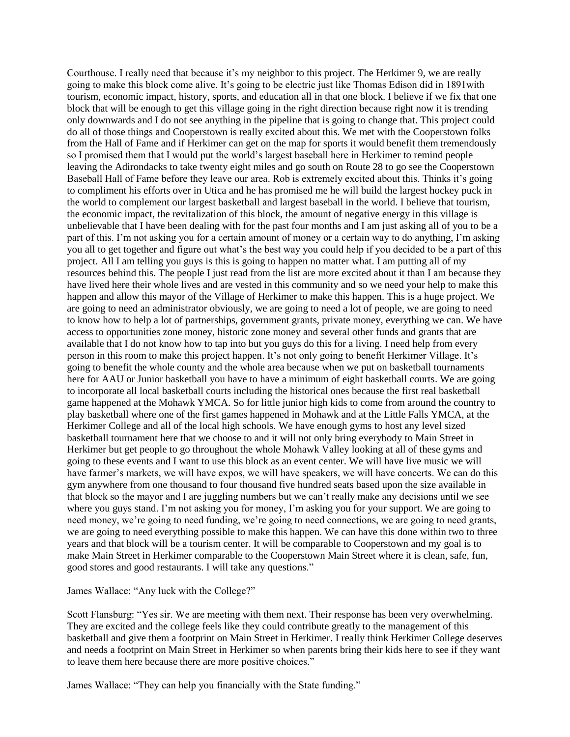Courthouse. I really need that because it's my neighbor to this project. The Herkimer 9, we are really going to make this block come alive. It's going to be electric just like Thomas Edison did in 1891with tourism, economic impact, history, sports, and education all in that one block. I believe if we fix that one block that will be enough to get this village going in the right direction because right now it is trending only downwards and I do not see anything in the pipeline that is going to change that. This project could do all of those things and Cooperstown is really excited about this. We met with the Cooperstown folks from the Hall of Fame and if Herkimer can get on the map for sports it would benefit them tremendously so I promised them that I would put the world's largest baseball here in Herkimer to remind people leaving the Adirondacks to take twenty eight miles and go south on Route 28 to go see the Cooperstown Baseball Hall of Fame before they leave our area. Rob is extremely excited about this. Thinks it's going to compliment his efforts over in Utica and he has promised me he will build the largest hockey puck in the world to complement our largest basketball and largest baseball in the world. I believe that tourism, the economic impact, the revitalization of this block, the amount of negative energy in this village is unbelievable that I have been dealing with for the past four months and I am just asking all of you to be a part of this. I'm not asking you for a certain amount of money or a certain way to do anything, I'm asking you all to get together and figure out what's the best way you could help if you decided to be a part of this project. All I am telling you guys is this is going to happen no matter what. I am putting all of my resources behind this. The people I just read from the list are more excited about it than I am because they have lived here their whole lives and are vested in this community and so we need your help to make this happen and allow this mayor of the Village of Herkimer to make this happen. This is a huge project. We are going to need an administrator obviously, we are going to need a lot of people, we are going to need to know how to help a lot of partnerships, government grants, private money, everything we can. We have access to opportunities zone money, historic zone money and several other funds and grants that are available that I do not know how to tap into but you guys do this for a living. I need help from every person in this room to make this project happen. It's not only going to benefit Herkimer Village. It's going to benefit the whole county and the whole area because when we put on basketball tournaments here for AAU or Junior basketball you have to have a minimum of eight basketball courts. We are going to incorporate all local basketball courts including the historical ones because the first real basketball game happened at the Mohawk YMCA. So for little junior high kids to come from around the country to play basketball where one of the first games happened in Mohawk and at the Little Falls YMCA, at the Herkimer College and all of the local high schools. We have enough gyms to host any level sized basketball tournament here that we choose to and it will not only bring everybody to Main Street in Herkimer but get people to go throughout the whole Mohawk Valley looking at all of these gyms and going to these events and I want to use this block as an event center. We will have live music we will have farmer's markets, we will have expos, we will have speakers, we will have concerts. We can do this gym anywhere from one thousand to four thousand five hundred seats based upon the size available in that block so the mayor and I are juggling numbers but we can't really make any decisions until we see where you guys stand. I'm not asking you for money, I'm asking you for your support. We are going to need money, we're going to need funding, we're going to need connections, we are going to need grants, we are going to need everything possible to make this happen. We can have this done within two to three years and that block will be a tourism center. It will be comparable to Cooperstown and my goal is to make Main Street in Herkimer comparable to the Cooperstown Main Street where it is clean, safe, fun, good stores and good restaurants. I will take any questions."

James Wallace: "Any luck with the College?"

Scott Flansburg: "Yes sir. We are meeting with them next. Their response has been very overwhelming. They are excited and the college feels like they could contribute greatly to the management of this basketball and give them a footprint on Main Street in Herkimer. I really think Herkimer College deserves and needs a footprint on Main Street in Herkimer so when parents bring their kids here to see if they want to leave them here because there are more positive choices."

James Wallace: "They can help you financially with the State funding."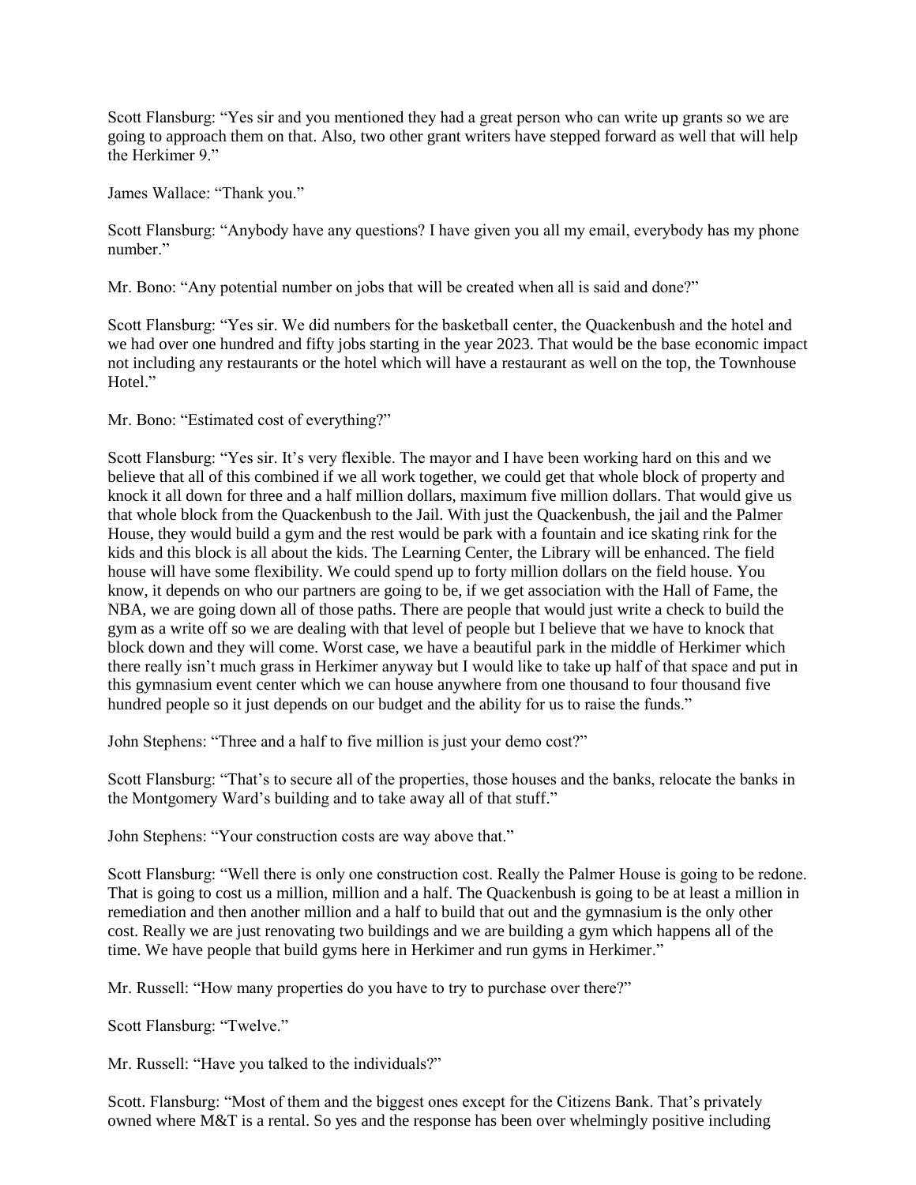Scott Flansburg: "Yes sir and you mentioned they had a great person who can write up grants so we are going to approach them on that. Also, two other grant writers have stepped forward as well that will help the Herkimer 9."

James Wallace: "Thank you."

Scott Flansburg: "Anybody have any questions? I have given you all my email, everybody has my phone number."

Mr. Bono: "Any potential number on jobs that will be created when all is said and done?"

Scott Flansburg: "Yes sir. We did numbers for the basketball center, the Quackenbush and the hotel and we had over one hundred and fifty jobs starting in the year 2023. That would be the base economic impact not including any restaurants or the hotel which will have a restaurant as well on the top, the Townhouse Hotel."

Mr. Bono: "Estimated cost of everything?"

Scott Flansburg: "Yes sir. It's very flexible. The mayor and I have been working hard on this and we believe that all of this combined if we all work together, we could get that whole block of property and knock it all down for three and a half million dollars, maximum five million dollars. That would give us that whole block from the Quackenbush to the Jail. With just the Quackenbush, the jail and the Palmer House, they would build a gym and the rest would be park with a fountain and ice skating rink for the kids and this block is all about the kids. The Learning Center, the Library will be enhanced. The field house will have some flexibility. We could spend up to forty million dollars on the field house. You know, it depends on who our partners are going to be, if we get association with the Hall of Fame, the NBA, we are going down all of those paths. There are people that would just write a check to build the gym as a write off so we are dealing with that level of people but I believe that we have to knock that block down and they will come. Worst case, we have a beautiful park in the middle of Herkimer which there really isn't much grass in Herkimer anyway but I would like to take up half of that space and put in this gymnasium event center which we can house anywhere from one thousand to four thousand five hundred people so it just depends on our budget and the ability for us to raise the funds."

John Stephens: "Three and a half to five million is just your demo cost?"

Scott Flansburg: "That's to secure all of the properties, those houses and the banks, relocate the banks in the Montgomery Ward's building and to take away all of that stuff."

John Stephens: "Your construction costs are way above that."

Scott Flansburg: "Well there is only one construction cost. Really the Palmer House is going to be redone. That is going to cost us a million, million and a half. The Quackenbush is going to be at least a million in remediation and then another million and a half to build that out and the gymnasium is the only other cost. Really we are just renovating two buildings and we are building a gym which happens all of the time. We have people that build gyms here in Herkimer and run gyms in Herkimer."

Mr. Russell: "How many properties do you have to try to purchase over there?"

Scott Flansburg: "Twelve."

Mr. Russell: "Have you talked to the individuals?"

Scott. Flansburg: "Most of them and the biggest ones except for the Citizens Bank. That's privately owned where M&T is a rental. So yes and the response has been over whelmingly positive including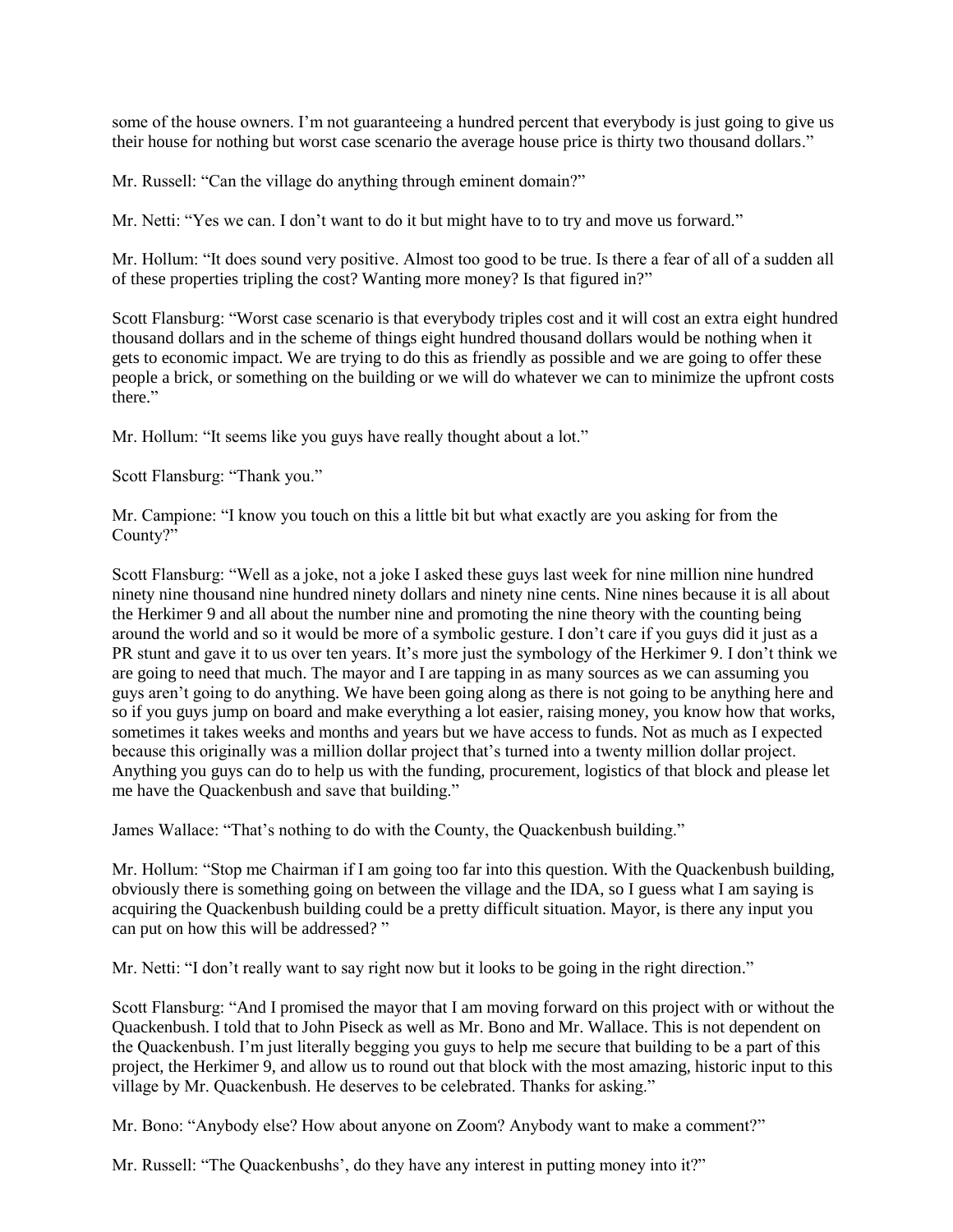some of the house owners. I'm not guaranteeing a hundred percent that everybody is just going to give us their house for nothing but worst case scenario the average house price is thirty two thousand dollars."

Mr. Russell: "Can the village do anything through eminent domain?"

Mr. Netti: "Yes we can. I don't want to do it but might have to to try and move us forward."

Mr. Hollum: "It does sound very positive. Almost too good to be true. Is there a fear of all of a sudden all of these properties tripling the cost? Wanting more money? Is that figured in?"

Scott Flansburg: "Worst case scenario is that everybody triples cost and it will cost an extra eight hundred thousand dollars and in the scheme of things eight hundred thousand dollars would be nothing when it gets to economic impact. We are trying to do this as friendly as possible and we are going to offer these people a brick, or something on the building or we will do whatever we can to minimize the upfront costs there."

Mr. Hollum: "It seems like you guys have really thought about a lot."

Scott Flansburg: "Thank you."

Mr. Campione: "I know you touch on this a little bit but what exactly are you asking for from the County?"

Scott Flansburg: "Well as a joke, not a joke I asked these guys last week for nine million nine hundred ninety nine thousand nine hundred ninety dollars and ninety nine cents. Nine nines because it is all about the Herkimer 9 and all about the number nine and promoting the nine theory with the counting being around the world and so it would be more of a symbolic gesture. I don't care if you guys did it just as a PR stunt and gave it to us over ten years. It's more just the symbology of the Herkimer 9. I don't think we are going to need that much. The mayor and I are tapping in as many sources as we can assuming you guys aren't going to do anything. We have been going along as there is not going to be anything here and so if you guys jump on board and make everything a lot easier, raising money, you know how that works, sometimes it takes weeks and months and years but we have access to funds. Not as much as I expected because this originally was a million dollar project that's turned into a twenty million dollar project. Anything you guys can do to help us with the funding, procurement, logistics of that block and please let me have the Quackenbush and save that building."

James Wallace: "That's nothing to do with the County, the Quackenbush building."

Mr. Hollum: "Stop me Chairman if I am going too far into this question. With the Quackenbush building, obviously there is something going on between the village and the IDA, so I guess what I am saying is acquiring the Quackenbush building could be a pretty difficult situation. Mayor, is there any input you can put on how this will be addressed? "

Mr. Netti: "I don't really want to say right now but it looks to be going in the right direction."

Scott Flansburg: "And I promised the mayor that I am moving forward on this project with or without the Quackenbush. I told that to John Piseck as well as Mr. Bono and Mr. Wallace. This is not dependent on the Quackenbush. I'm just literally begging you guys to help me secure that building to be a part of this project, the Herkimer 9, and allow us to round out that block with the most amazing, historic input to this village by Mr. Quackenbush. He deserves to be celebrated. Thanks for asking."

Mr. Bono: "Anybody else? How about anyone on Zoom? Anybody want to make a comment?"

Mr. Russell: "The Quackenbushs', do they have any interest in putting money into it?"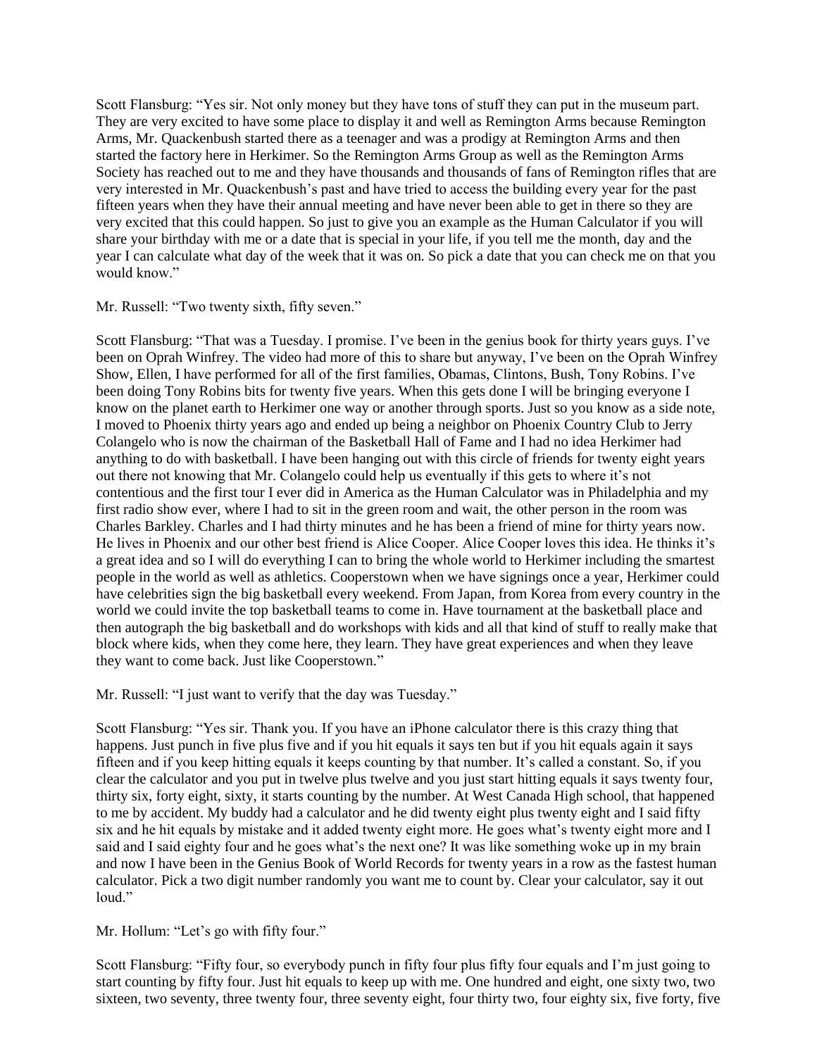Scott Flansburg: "Yes sir. Not only money but they have tons of stuff they can put in the museum part. They are very excited to have some place to display it and well as Remington Arms because Remington Arms, Mr. Quackenbush started there as a teenager and was a prodigy at Remington Arms and then started the factory here in Herkimer. So the Remington Arms Group as well as the Remington Arms Society has reached out to me and they have thousands and thousands of fans of Remington rifles that are very interested in Mr. Quackenbush's past and have tried to access the building every year for the past fifteen years when they have their annual meeting and have never been able to get in there so they are very excited that this could happen. So just to give you an example as the Human Calculator if you will share your birthday with me or a date that is special in your life, if you tell me the month, day and the year I can calculate what day of the week that it was on. So pick a date that you can check me on that you would know."

Mr. Russell: "Two twenty sixth, fifty seven."

Scott Flansburg: "That was a Tuesday. I promise. I've been in the genius book for thirty years guys. I've been on Oprah Winfrey. The video had more of this to share but anyway, I've been on the Oprah Winfrey Show, Ellen, I have performed for all of the first families, Obamas, Clintons, Bush, Tony Robins. I've been doing Tony Robins bits for twenty five years. When this gets done I will be bringing everyone I know on the planet earth to Herkimer one way or another through sports. Just so you know as a side note, I moved to Phoenix thirty years ago and ended up being a neighbor on Phoenix Country Club to Jerry Colangelo who is now the chairman of the Basketball Hall of Fame and I had no idea Herkimer had anything to do with basketball. I have been hanging out with this circle of friends for twenty eight years out there not knowing that Mr. Colangelo could help us eventually if this gets to where it's not contentious and the first tour I ever did in America as the Human Calculator was in Philadelphia and my first radio show ever, where I had to sit in the green room and wait, the other person in the room was Charles Barkley. Charles and I had thirty minutes and he has been a friend of mine for thirty years now. He lives in Phoenix and our other best friend is Alice Cooper. Alice Cooper loves this idea. He thinks it's a great idea and so I will do everything I can to bring the whole world to Herkimer including the smartest people in the world as well as athletics. Cooperstown when we have signings once a year, Herkimer could have celebrities sign the big basketball every weekend. From Japan, from Korea from every country in the world we could invite the top basketball teams to come in. Have tournament at the basketball place and then autograph the big basketball and do workshops with kids and all that kind of stuff to really make that block where kids, when they come here, they learn. They have great experiences and when they leave they want to come back. Just like Cooperstown."

Mr. Russell: "I just want to verify that the day was Tuesday."

Scott Flansburg: "Yes sir. Thank you. If you have an iPhone calculator there is this crazy thing that happens. Just punch in five plus five and if you hit equals it says ten but if you hit equals again it says fifteen and if you keep hitting equals it keeps counting by that number. It's called a constant. So, if you clear the calculator and you put in twelve plus twelve and you just start hitting equals it says twenty four, thirty six, forty eight, sixty, it starts counting by the number. At West Canada High school, that happened to me by accident. My buddy had a calculator and he did twenty eight plus twenty eight and I said fifty six and he hit equals by mistake and it added twenty eight more. He goes what's twenty eight more and I said and I said eighty four and he goes what's the next one? It was like something woke up in my brain and now I have been in the Genius Book of World Records for twenty years in a row as the fastest human calculator. Pick a two digit number randomly you want me to count by. Clear your calculator, say it out loud."

Mr. Hollum: "Let's go with fifty four."

Scott Flansburg: "Fifty four, so everybody punch in fifty four plus fifty four equals and I'm just going to start counting by fifty four. Just hit equals to keep up with me. One hundred and eight, one sixty two, two sixteen, two seventy, three twenty four, three seventy eight, four thirty two, four eighty six, five forty, five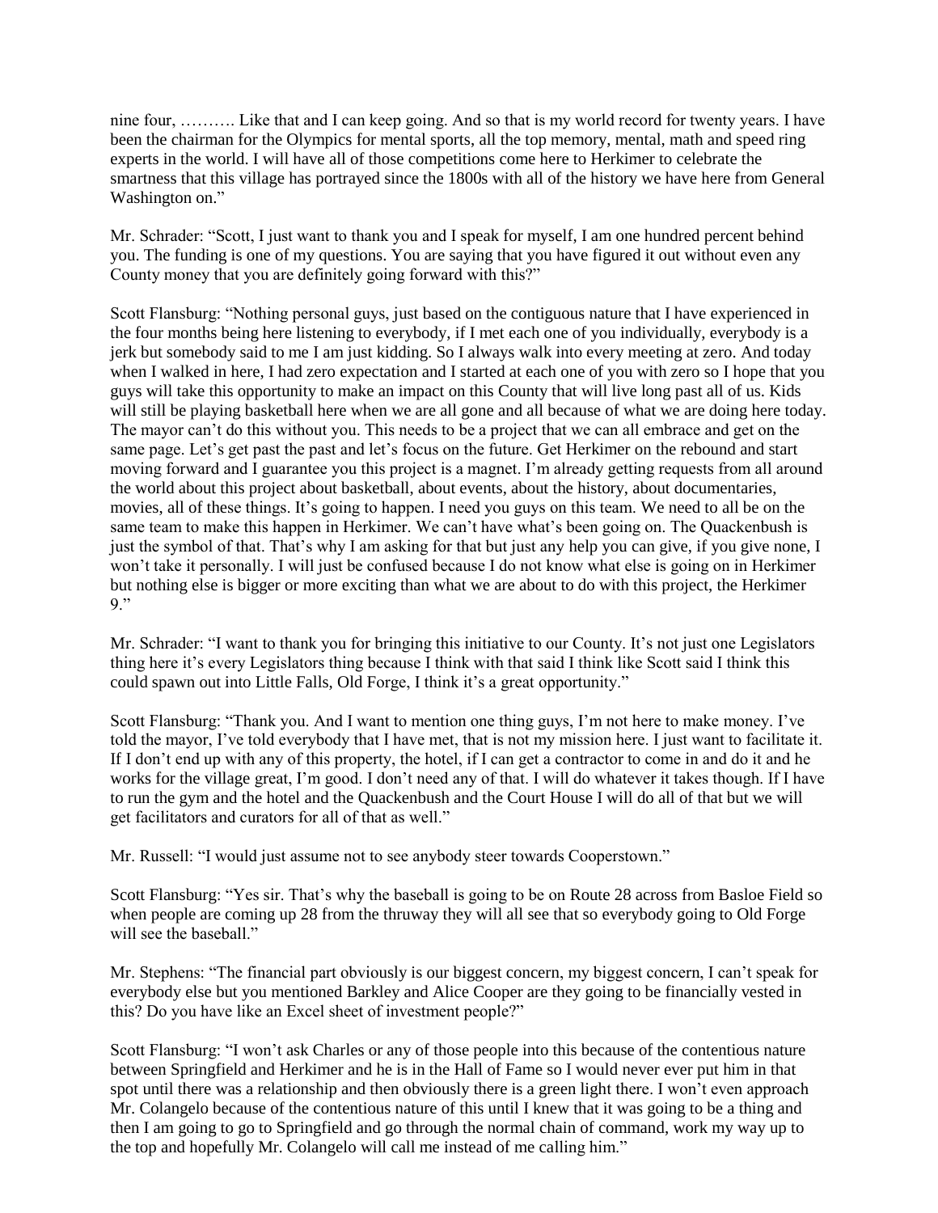nine four, ………. Like that and I can keep going. And so that is my world record for twenty years. I have been the chairman for the Olympics for mental sports, all the top memory, mental, math and speed ring experts in the world. I will have all of those competitions come here to Herkimer to celebrate the smartness that this village has portrayed since the 1800s with all of the history we have here from General Washington on."

Mr. Schrader: "Scott, I just want to thank you and I speak for myself, I am one hundred percent behind you. The funding is one of my questions. You are saying that you have figured it out without even any County money that you are definitely going forward with this?"

Scott Flansburg: "Nothing personal guys, just based on the contiguous nature that I have experienced in the four months being here listening to everybody, if I met each one of you individually, everybody is a jerk but somebody said to me I am just kidding. So I always walk into every meeting at zero. And today when I walked in here, I had zero expectation and I started at each one of you with zero so I hope that you guys will take this opportunity to make an impact on this County that will live long past all of us. Kids will still be playing basketball here when we are all gone and all because of what we are doing here today. The mayor can't do this without you. This needs to be a project that we can all embrace and get on the same page. Let's get past the past and let's focus on the future. Get Herkimer on the rebound and start moving forward and I guarantee you this project is a magnet. I'm already getting requests from all around the world about this project about basketball, about events, about the history, about documentaries, movies, all of these things. It's going to happen. I need you guys on this team. We need to all be on the same team to make this happen in Herkimer. We can't have what's been going on. The Quackenbush is just the symbol of that. That's why I am asking for that but just any help you can give, if you give none, I won't take it personally. I will just be confused because I do not know what else is going on in Herkimer but nothing else is bigger or more exciting than what we are about to do with this project, the Herkimer 9."

Mr. Schrader: "I want to thank you for bringing this initiative to our County. It's not just one Legislators thing here it's every Legislators thing because I think with that said I think like Scott said I think this could spawn out into Little Falls, Old Forge, I think it's a great opportunity."

Scott Flansburg: "Thank you. And I want to mention one thing guys, I'm not here to make money. I've told the mayor, I've told everybody that I have met, that is not my mission here. I just want to facilitate it. If I don't end up with any of this property, the hotel, if I can get a contractor to come in and do it and he works for the village great, I'm good. I don't need any of that. I will do whatever it takes though. If I have to run the gym and the hotel and the Quackenbush and the Court House I will do all of that but we will get facilitators and curators for all of that as well."

Mr. Russell: "I would just assume not to see anybody steer towards Cooperstown."

Scott Flansburg: "Yes sir. That's why the baseball is going to be on Route 28 across from Basloe Field so when people are coming up 28 from the thruway they will all see that so everybody going to Old Forge will see the baseball."

Mr. Stephens: "The financial part obviously is our biggest concern, my biggest concern, I can't speak for everybody else but you mentioned Barkley and Alice Cooper are they going to be financially vested in this? Do you have like an Excel sheet of investment people?"

Scott Flansburg: "I won't ask Charles or any of those people into this because of the contentious nature between Springfield and Herkimer and he is in the Hall of Fame so I would never ever put him in that spot until there was a relationship and then obviously there is a green light there. I won't even approach Mr. Colangelo because of the contentious nature of this until I knew that it was going to be a thing and then I am going to go to Springfield and go through the normal chain of command, work my way up to the top and hopefully Mr. Colangelo will call me instead of me calling him."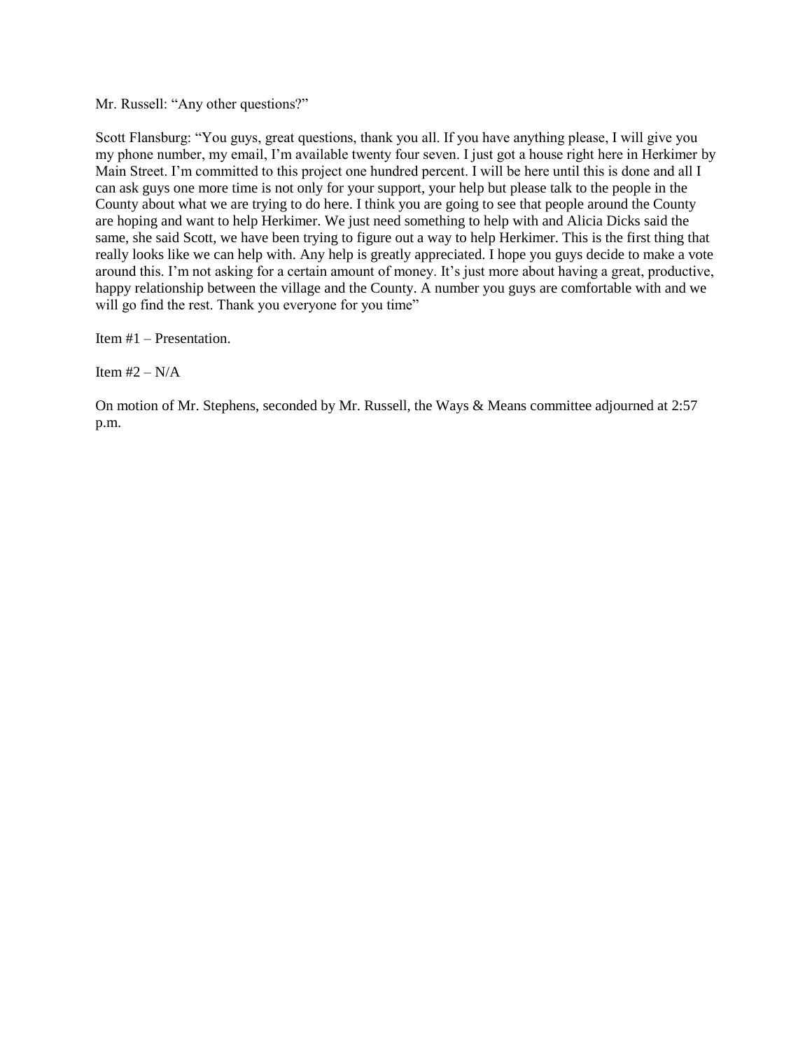Mr. Russell: “Any other questions?”

Scott Flansburg: “You guys, great questions, thank you all. If you have anything please, I will give you my phone number, my email, I’m available twenty four seven. I just got a house right here in Herkimer by Main Street. I’m committed to this project one hundred percent. I will be here until this is done and all I can ask guys one more time is not only for your support, your help but please talk to the people in the County about what we are trying to do here. I think you are going to see that people around the County are hoping and want to help Herkimer. We just need something to help with and Alicia Dicks said the same, she said Scott, we have been trying to figure out a way to help Herkimer. This is the first thing that really looks like we can help with. Any help is greatly appreciated. I hope you guys decide to make a vote around this. I’m not asking for a certain amount of money. It’s just more about having a great, productive, happy relationship between the village and the County. A number you guys are comfortable with and we will go find the rest. Thank you everyone for you time”

Item #1 – Presentation.

Item #2 – N/A

On motion of Mr. Stephens, seconded by Mr. Russell, the Ways & Means committee adjourned at 2:57 p.m.